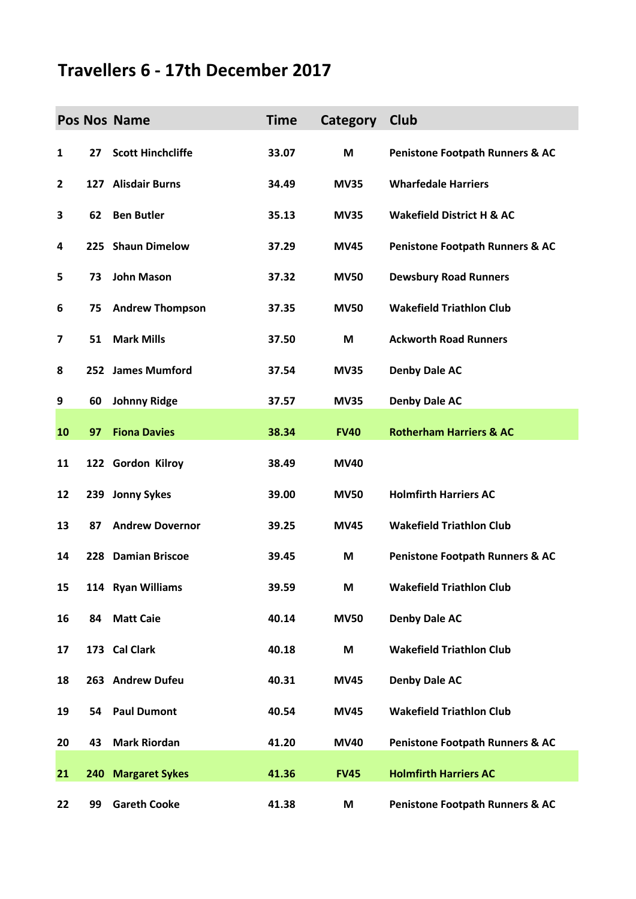# Travellers 6 - 17th December 2017

| Pos | Nos | Name | Time | Category | Club |
|---|---|---|---|---|---|
| 1 | 27 | Scott Hinchcliffe | 33.07 | M | Penistone Footpath Runners & AC |
| 2 | 127 | Alisdair Burns | 34.49 | MV35 | Wharfedale Harriers |
| 3 | 62 | Ben Butler | 35.13 | MV35 | Wakefield District H & AC |
| 4 | 225 | Shaun Dimelow | 37.29 | MV45 | Penistone Footpath Runners & AC |
| 5 | 73 | John Mason | 37.32 | MV50 | Dewsbury Road Runners |
| 6 | 75 | Andrew Thompson | 37.35 | MV50 | Wakefield Triathlon Club |
| 7 | 51 | Mark Mills | 37.50 | M | Ackworth Road Runners |
| 8 | 252 | James Mumford | 37.54 | MV35 | Denby Dale AC |
| 9 | 60 | Johnny Ridge | 37.57 | MV35 | Denby Dale AC |
| 10 | 97 | Fiona Davies | 38.34 | FV40 | Rotherham Harriers & AC |
| 11 | 122 | Gordon Kilroy | 38.49 | MV40 | |
| 12 | 239 | Jonny Sykes | 39.00 | MV50 | Holmfirth Harriers AC |
| 13 | 87 | Andrew Dovernor | 39.25 | MV45 | Wakefield Triathlon Club |
| 14 | 228 | Damian Briscoe | 39.45 | M | Penistone Footpath Runners & AC |
| 15 | 114 | Ryan Williams | 39.59 | M | Wakefield Triathlon Club |
| 16 | 84 | Matt Caie | 40.14 | MV50 | Denby Dale AC |
| 17 | 173 | Cal Clark | 40.18 | M | Wakefield Triathlon Club |
| 18 | 263 | Andrew Dufeu | 40.31 | MV45 | Denby Dale AC |
| 19 | 54 | Paul Dumont | 40.54 | MV45 | Wakefield Triathlon Club |
| 20 | 43 | Mark Riordan | 41.20 | MV40 | Penistone Footpath Runners & AC |
| 21 | 240 | Margaret Sykes | 41.36 | FV45 | Holmfirth Harriers AC |
| 22 | 99 | Gareth Cooke | 41.38 | M | Penistone Footpath Runners & AC |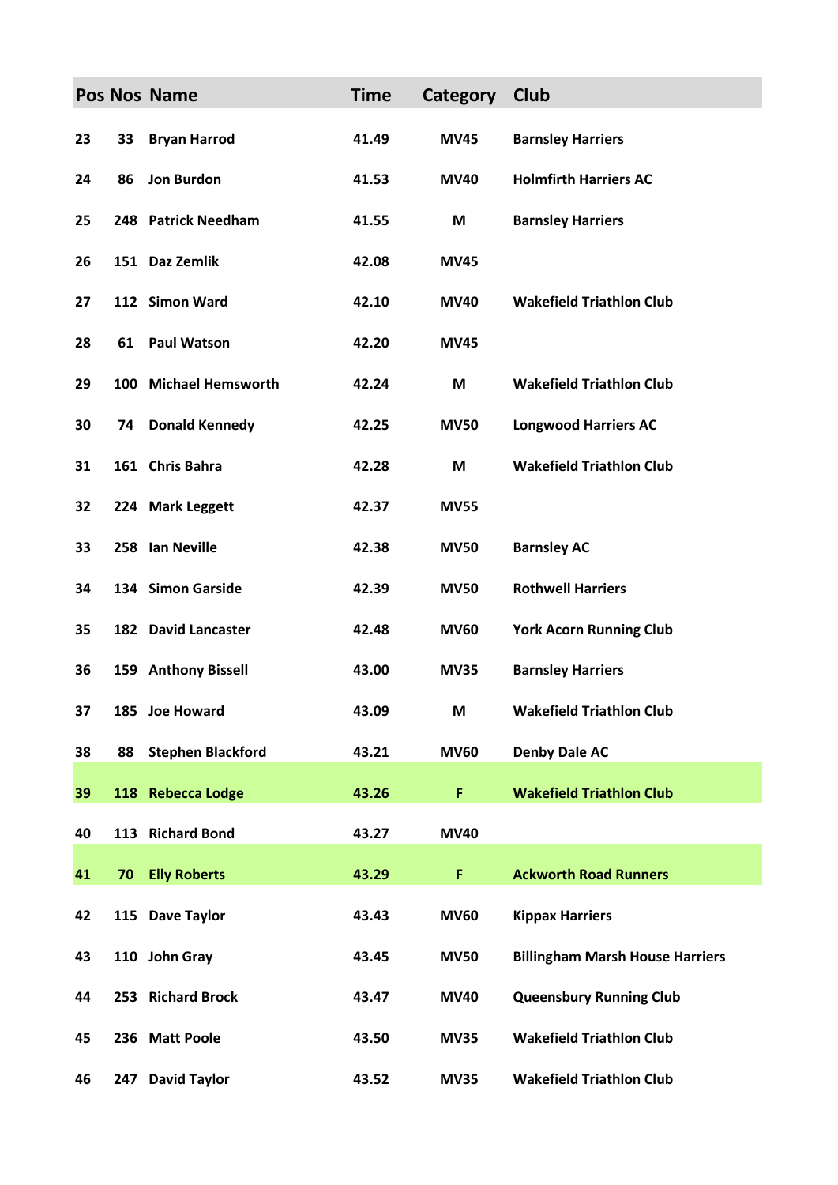| Pos | Nos | Name | Time | Category | Club |
|---|---|---|---|---|---|
| 23 | 33 | Bryan Harrod | 41.49 | MV45 | Barnsley Harriers |
| 24 | 86 | Jon Burdon | 41.53 | MV40 | Holmfirth Harriers AC |
| 25 | 248 | Patrick Needham | 41.55 | M | Barnsley Harriers |
| 26 | 151 | Daz Zemlik | 42.08 | MV45 | |
| 27 | 112 | Simon Ward | 42.10 | MV40 | Wakefield Triathlon Club |
| 28 | 61 | Paul Watson | 42.20 | MV45 | |
| 29 | 100 | Michael Hemsworth | 42.24 | M | Wakefield Triathlon Club |
| 30 | 74 | Donald Kennedy | 42.25 | MV50 | Longwood Harriers AC |
| 31 | 161 | Chris Bahra | 42.28 | M | Wakefield Triathlon Club |
| 32 | 224 | Mark Leggett | 42.37 | MV55 | |
| 33 | 258 | Ian Neville | 42.38 | MV50 | Barnsley AC |
| 34 | 134 | Simon Garside | 42.39 | MV50 | Rothwell Harriers |
| 35 | 182 | David Lancaster | 42.48 | MV60 | York Acorn Running Club |
| 36 | 159 | Anthony Bissell | 43.00 | MV35 | Barnsley Harriers |
| 37 | 185 | Joe Howard | 43.09 | M | Wakefield Triathlon Club |
| 38 | 88 | Stephen Blackford | 43.21 | MV60 | Denby Dale AC |
| 39 | 118 | Rebecca Lodge | 43.26 | F | Wakefield Triathlon Club |
| 40 | 113 | Richard Bond | 43.27 | MV40 | |
| 41 | 70 | Elly Roberts | 43.29 | F | Ackworth Road Runners |
| 42 | 115 | Dave Taylor | 43.43 | MV60 | Kippax Harriers |
| 43 | 110 | John Gray | 43.45 | MV50 | Billingham Marsh House Harriers |
| 44 | 253 | Richard Brock | 43.47 | MV40 | Queensbury Running Club |
| 45 | 236 | Matt Poole | 43.50 | MV35 | Wakefield Triathlon Club |
| 46 | 247 | David Taylor | 43.52 | MV35 | Wakefield Triathlon Club |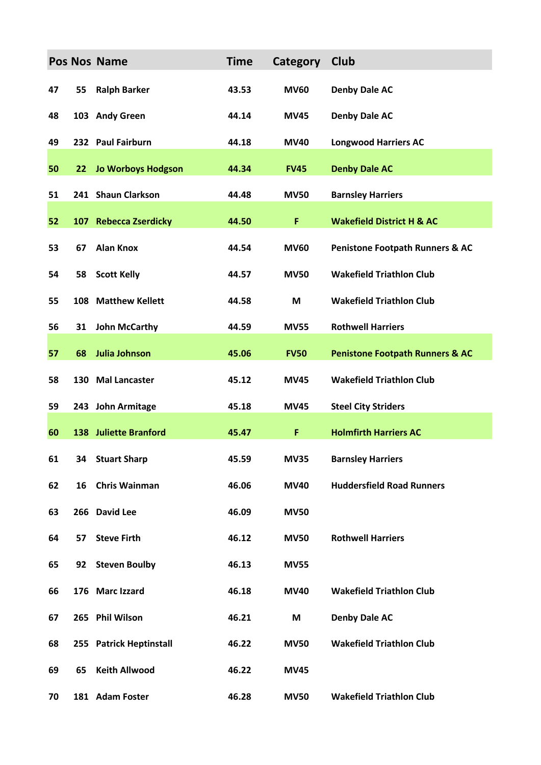| Pos | Nos | Name | Time | Category | Club |
|---|---|---|---|---|---|
| 47 | 55 | Ralph Barker | 43.53 | MV60 | Denby Dale AC |
| 48 | 103 | Andy Green | 44.14 | MV45 | Denby Dale AC |
| 49 | 232 | Paul Fairburn | 44.18 | MV40 | Longwood Harriers AC |
| 50 | 22 | Jo Worboys Hodgson | 44.34 | FV45 | Denby Dale AC |
| 51 | 241 | Shaun Clarkson | 44.48 | MV50 | Barnsley Harriers |
| 52 | 107 | Rebecca Zserdicky | 44.50 | F | Wakefield District H & AC |
| 53 | 67 | Alan Knox | 44.54 | MV60 | Penistone Footpath Runners & AC |
| 54 | 58 | Scott Kelly | 44.57 | MV50 | Wakefield Triathlon Club |
| 55 | 108 | Matthew Kellett | 44.58 | M | Wakefield Triathlon Club |
| 56 | 31 | John McCarthy | 44.59 | MV55 | Rothwell Harriers |
| 57 | 68 | Julia Johnson | 45.06 | FV50 | Penistone Footpath Runners & AC |
| 58 | 130 | Mal Lancaster | 45.12 | MV45 | Wakefield Triathlon Club |
| 59 | 243 | John Armitage | 45.18 | MV45 | Steel City Striders |
| 60 | 138 | Juliette Branford | 45.47 | F | Holmfirth Harriers AC |
| 61 | 34 | Stuart Sharp | 45.59 | MV35 | Barnsley Harriers |
| 62 | 16 | Chris Wainman | 46.06 | MV40 | Huddersfield Road Runners |
| 63 | 266 | David Lee | 46.09 | MV50 | |
| 64 | 57 | Steve Firth | 46.12 | MV50 | Rothwell Harriers |
| 65 | 92 | Steven Boulby | 46.13 | MV55 | |
| 66 | 176 | Marc Izzard | 46.18 | MV40 | Wakefield Triathlon Club |
| 67 | 265 | Phil Wilson | 46.21 | M | Denby Dale AC |
| 68 | 255 | Patrick Heptinstall | 46.22 | MV50 | Wakefield Triathlon Club |
| 69 | 65 | Keith Allwood | 46.22 | MV45 | |
| 70 | 181 | Adam Foster | 46.28 | MV50 | Wakefield Triathlon Club |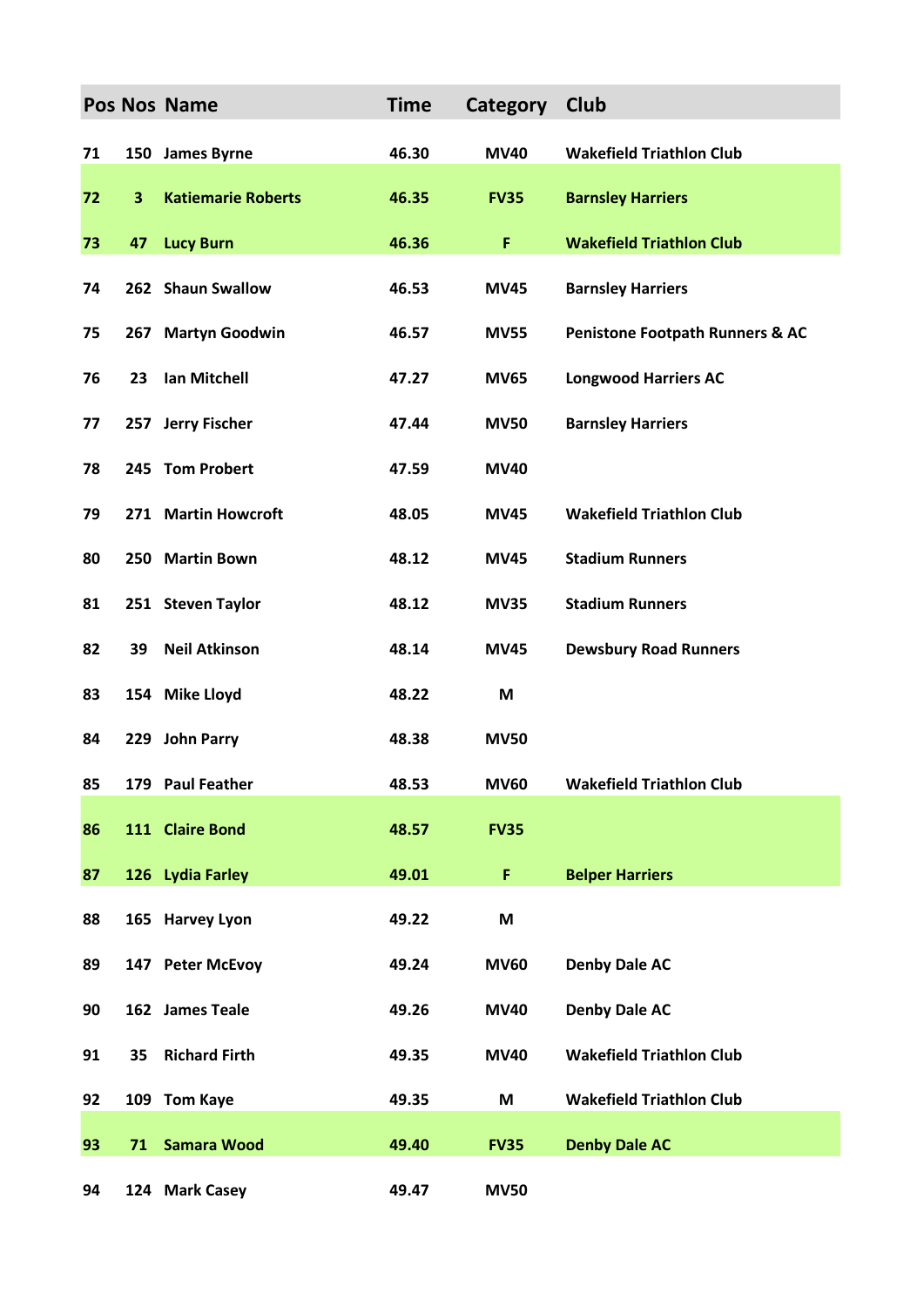| Pos | Nos | Name | Time | Category | Club |
|---|---|---|---|---|---|
| 71 | 150 | James Byrne | 46.30 | MV40 | Wakefield Triathlon Club |
| 72 | 3 | Katiemarie Roberts | 46.35 | FV35 | Barnsley Harriers |
| 73 | 47 | Lucy Burn | 46.36 | F | Wakefield Triathlon Club |
| 74 | 262 | Shaun Swallow | 46.53 | MV45 | Barnsley Harriers |
| 75 | 267 | Martyn Goodwin | 46.57 | MV55 | Penistone Footpath Runners & AC |
| 76 | 23 | Ian Mitchell | 47.27 | MV65 | Longwood Harriers AC |
| 77 | 257 | Jerry Fischer | 47.44 | MV50 | Barnsley Harriers |
| 78 | 245 | Tom Probert | 47.59 | MV40 | |
| 79 | 271 | Martin Howcroft | 48.05 | MV45 | Wakefield Triathlon Club |
| 80 | 250 | Martin Bown | 48.12 | MV45 | Stadium Runners |
| 81 | 251 | Steven Taylor | 48.12 | MV35 | Stadium Runners |
| 82 | 39 | Neil Atkinson | 48.14 | MV45 | Dewsbury Road Runners |
| 83 | 154 | Mike Lloyd | 48.22 | M | |
| 84 | 229 | John Parry | 48.38 | MV50 | |
| 85 | 179 | Paul Feather | 48.53 | MV60 | Wakefield Triathlon Club |
| 86 | 111 | Claire Bond | 48.57 | FV35 | |
| 87 | 126 | Lydia Farley | 49.01 | F | Belper Harriers |
| 88 | 165 | Harvey Lyon | 49.22 | M | |
| 89 | 147 | Peter McEvoy | 49.24 | MV60 | Denby Dale AC |
| 90 | 162 | James Teale | 49.26 | MV40 | Denby Dale AC |
| 91 | 35 | Richard Firth | 49.35 | MV40 | Wakefield Triathlon Club |
| 92 | 109 | Tom Kaye | 49.35 | M | Wakefield Triathlon Club |
| 93 | 71 | Samara Wood | 49.40 | FV35 | Denby Dale AC |
| 94 | 124 | Mark Casey | 49.47 | MV50 | |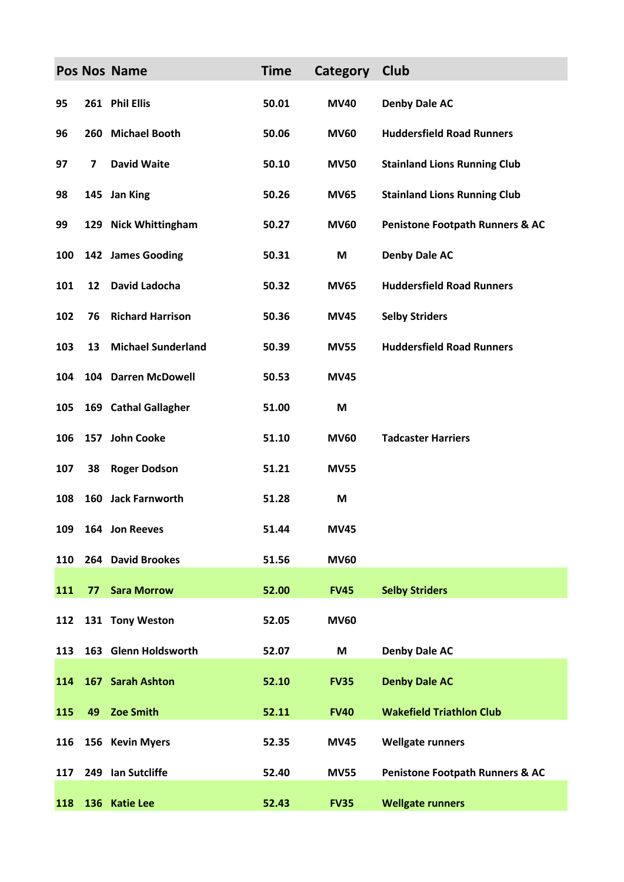| Pos | Nos | Name | Time | Category | Club |
|---|---|---|---|---|---|
| 95 | 261 | Phil Ellis | 50.01 | MV40 | Denby Dale AC |
| 96 | 260 | Michael Booth | 50.06 | MV60 | Huddersfield Road Runners |
| 97 | 7 | David Waite | 50.10 | MV50 | Stainland Lions Running Club |
| 98 | 145 | Jan King | 50.26 | MV65 | Stainland Lions Running Club |
| 99 | 129 | Nick Whittingham | 50.27 | MV60 | Penistone Footpath Runners & AC |
| 100 | 142 | James Gooding | 50.31 | M | Denby Dale AC |
| 101 | 12 | David Ladocha | 50.32 | MV65 | Huddersfield Road Runners |
| 102 | 76 | Richard Harrison | 50.36 | MV45 | Selby Striders |
| 103 | 13 | Michael Sunderland | 50.39 | MV55 | Huddersfield Road Runners |
| 104 | 104 | Darren McDowell | 50.53 | MV45 | |
| 105 | 169 | Cathal Gallagher | 51.00 | M | |
| 106 | 157 | John Cooke | 51.10 | MV60 | Tadcaster Harriers |
| 107 | 38 | Roger Dodson | 51.21 | MV55 | |
| 108 | 160 | Jack Farnworth | 51.28 | M | |
| 109 | 164 | Jon Reeves | 51.44 | MV45 | |
| 110 | 264 | David Brookes | 51.56 | MV60 | |
| 111 | 77 | Sara Morrow | 52.00 | FV45 | Selby Striders |
| 112 | 131 | Tony Weston | 52.05 | MV60 | |
| 113 | 163 | Glenn Holdsworth | 52.07 | M | Denby Dale AC |
| 114 | 167 | Sarah Ashton | 52.10 | FV35 | Denby Dale AC |
| 115 | 49 | Zoe Smith | 52.11 | FV40 | Wakefield Triathlon Club |
| 116 | 156 | Kevin Myers | 52.35 | MV45 | Wellgate runners |
| 117 | 249 | Ian Sutcliffe | 52.40 | MV55 | Penistone Footpath Runners & AC |
| 118 | 136 | Katie Lee | 52.43 | FV35 | Wellgate runners |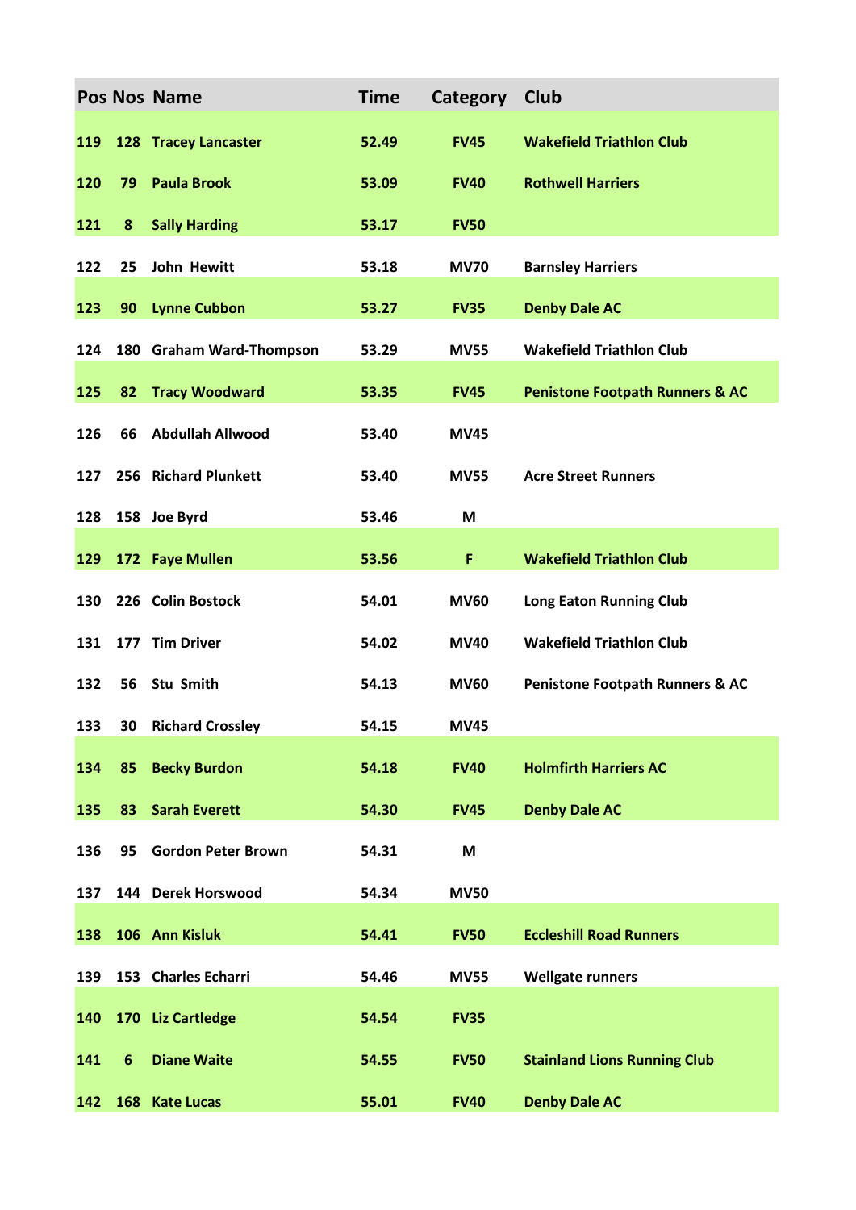| Pos | Nos | Name | Time | Category | Club |
|---|---|---|---|---|---|
| 119 | 128 | Tracey Lancaster | 52.49 | FV45 | Wakefield Triathlon Club |
| 120 | 79 | Paula Brook | 53.09 | FV40 | Rothwell Harriers |
| 121 | 8 | Sally Harding | 53.17 | FV50 | |
| 122 | 25 | John Hewitt | 53.18 | MV70 | Barnsley Harriers |
| 123 | 90 | Lynne Cubbon | 53.27 | FV35 | Denby Dale AC |
| 124 | 180 | Graham Ward-Thompson | 53.29 | MV55 | Wakefield Triathlon Club |
| 125 | 82 | Tracy Woodward | 53.35 | FV45 | Penistone Footpath Runners & AC |
| 126 | 66 | Abdullah Allwood | 53.40 | MV45 | |
| 127 | 256 | Richard Plunkett | 53.40 | MV55 | Acre Street Runners |
| 128 | 158 | Joe Byrd | 53.46 | M | |
| 129 | 172 | Faye Mullen | 53.56 | F | Wakefield Triathlon Club |
| 130 | 226 | Colin Bostock | 54.01 | MV60 | Long Eaton Running Club |
| 131 | 177 | Tim Driver | 54.02 | MV40 | Wakefield Triathlon Club |
| 132 | 56 | Stu Smith | 54.13 | MV60 | Penistone Footpath Runners & AC |
| 133 | 30 | Richard Crossley | 54.15 | MV45 | |
| 134 | 85 | Becky Burdon | 54.18 | FV40 | Holmfirth Harriers AC |
| 135 | 83 | Sarah Everett | 54.30 | FV45 | Denby Dale AC |
| 136 | 95 | Gordon Peter Brown | 54.31 | M | |
| 137 | 144 | Derek Horswood | 54.34 | MV50 | |
| 138 | 106 | Ann Kisluk | 54.41 | FV50 | Eccleshill Road Runners |
| 139 | 153 | Charles Echarri | 54.46 | MV55 | Wellgate runners |
| 140 | 170 | Liz Cartledge | 54.54 | FV35 | |
| 141 | 6 | Diane Waite | 54.55 | FV50 | Stainland Lions Running Club |
| 142 | 168 | Kate Lucas | 55.01 | FV40 | Denby Dale AC |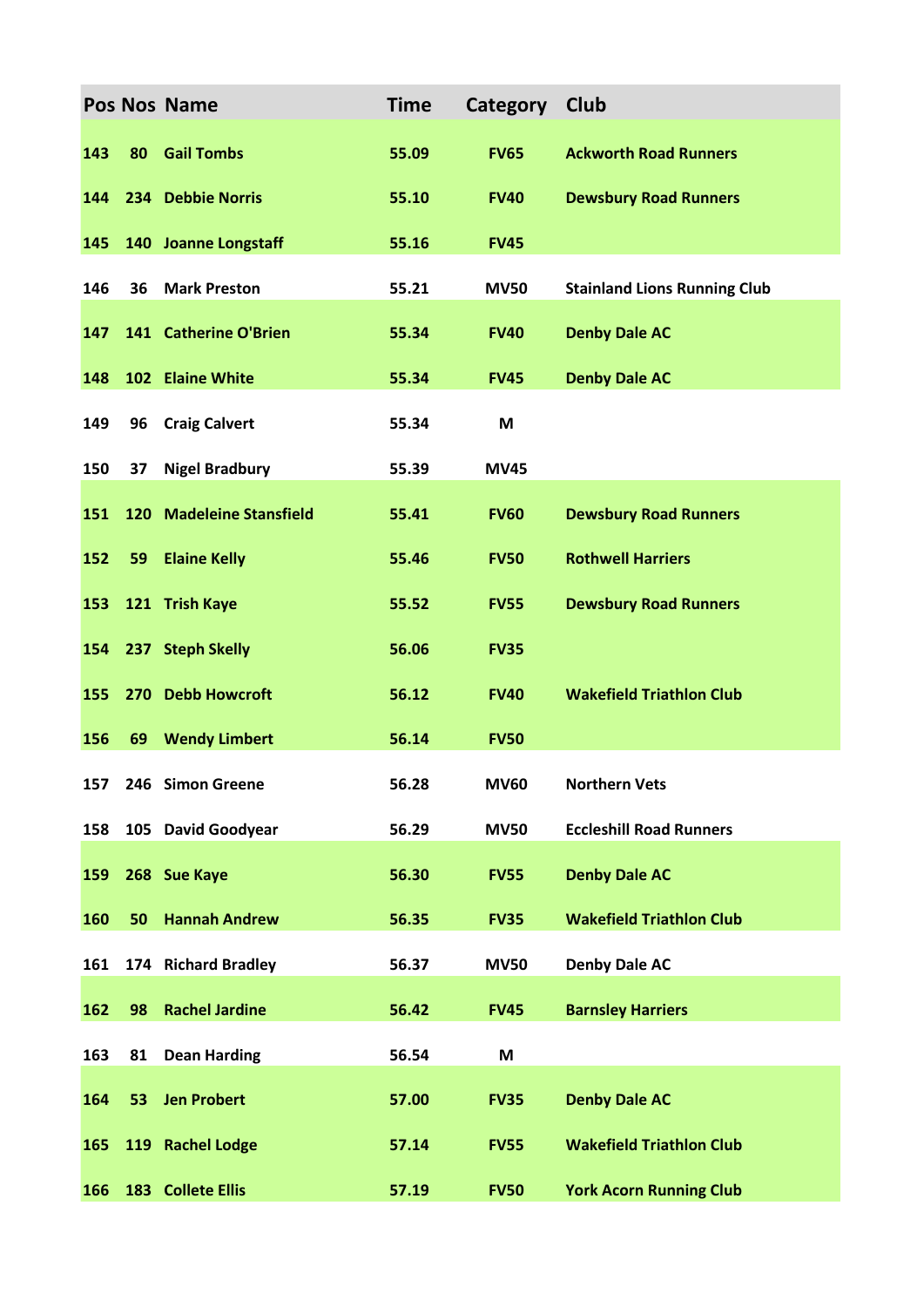| Pos | Nos | Name | Time | Category | Club |
|---|---|---|---|---|---|
| 143 | 80 | Gail Tombs | 55.09 | FV65 | Ackworth Road Runners |
| 144 | 234 | Debbie Norris | 55.10 | FV40 | Dewsbury Road Runners |
| 145 | 140 | Joanne Longstaff | 55.16 | FV45 | |
| 146 | 36 | Mark Preston | 55.21 | MV50 | Stainland Lions Running Club |
| 147 | 141 | Catherine O'Brien | 55.34 | FV40 | Denby Dale AC |
| 148 | 102 | Elaine White | 55.34 | FV45 | Denby Dale AC |
| 149 | 96 | Craig Calvert | 55.34 | M | |
| 150 | 37 | Nigel Bradbury | 55.39 | MV45 | |
| 151 | 120 | Madeleine Stansfield | 55.41 | FV60 | Dewsbury Road Runners |
| 152 | 59 | Elaine Kelly | 55.46 | FV50 | Rothwell Harriers |
| 153 | 121 | Trish Kaye | 55.52 | FV55 | Dewsbury Road Runners |
| 154 | 237 | Steph Skelly | 56.06 | FV35 | |
| 155 | 270 | Debb Howcroft | 56.12 | FV40 | Wakefield Triathlon Club |
| 156 | 69 | Wendy Limbert | 56.14 | FV50 | |
| 157 | 246 | Simon Greene | 56.28 | MV60 | Northern Vets |
| 158 | 105 | David Goodyear | 56.29 | MV50 | Eccleshill Road Runners |
| 159 | 268 | Sue Kaye | 56.30 | FV55 | Denby Dale AC |
| 160 | 50 | Hannah Andrew | 56.35 | FV35 | Wakefield Triathlon Club |
| 161 | 174 | Richard Bradley | 56.37 | MV50 | Denby Dale AC |
| 162 | 98 | Rachel Jardine | 56.42 | FV45 | Barnsley Harriers |
| 163 | 81 | Dean Harding | 56.54 | M | |
| 164 | 53 | Jen Probert | 57.00 | FV35 | Denby Dale AC |
| 165 | 119 | Rachel Lodge | 57.14 | FV55 | Wakefield Triathlon Club |
| 166 | 183 | Collete Ellis | 57.19 | FV50 | York Acorn Running Club |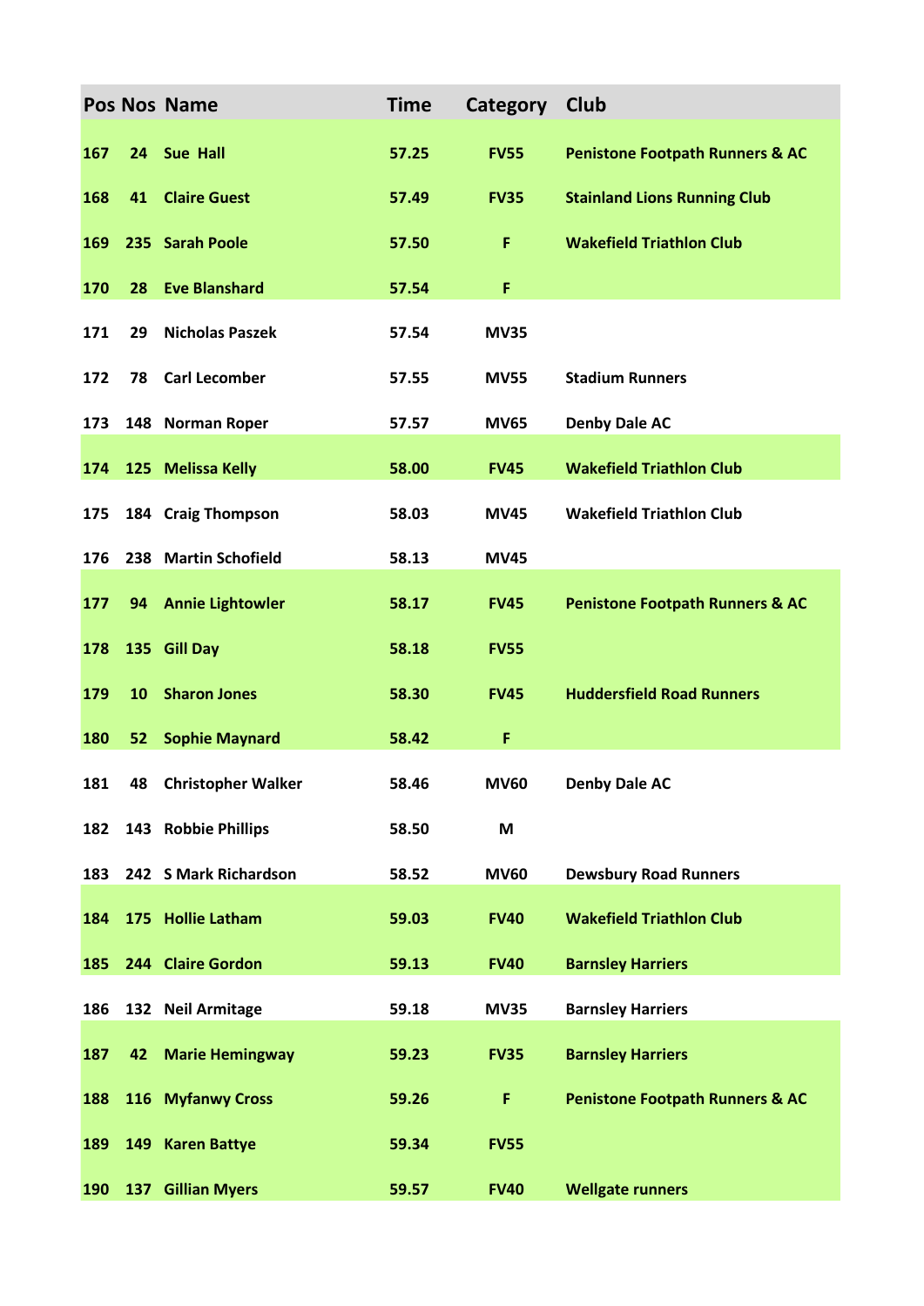| Pos | Nos | Name | Time | Category | Club |
|---|---|---|---|---|---|
| 167 | 24 | Sue Hall | 57.25 | FV55 | Penistone Footpath Runners & AC |
| 168 | 41 | Claire Guest | 57.49 | FV35 | Stainland Lions Running Club |
| 169 | 235 | Sarah Poole | 57.50 | F | Wakefield Triathlon Club |
| 170 | 28 | Eve Blanshard | 57.54 | F | |
| 171 | 29 | Nicholas Paszek | 57.54 | MV35 | |
| 172 | 78 | Carl Lecomber | 57.55 | MV55 | Stadium Runners |
| 173 | 148 | Norman Roper | 57.57 | MV65 | Denby Dale AC |
| 174 | 125 | Melissa Kelly | 58.00 | FV45 | Wakefield Triathlon Club |
| 175 | 184 | Craig Thompson | 58.03 | MV45 | Wakefield Triathlon Club |
| 176 | 238 | Martin Schofield | 58.13 | MV45 | |
| 177 | 94 | Annie Lightowler | 58.17 | FV45 | Penistone Footpath Runners & AC |
| 178 | 135 | Gill Day | 58.18 | FV55 | |
| 179 | 10 | Sharon Jones | 58.30 | FV45 | Huddersfield Road Runners |
| 180 | 52 | Sophie Maynard | 58.42 | F | |
| 181 | 48 | Christopher Walker | 58.46 | MV60 | Denby Dale AC |
| 182 | 143 | Robbie Phillips | 58.50 | M | |
| 183 | 242 | S Mark Richardson | 58.52 | MV60 | Dewsbury Road Runners |
| 184 | 175 | Hollie Latham | 59.03 | FV40 | Wakefield Triathlon Club |
| 185 | 244 | Claire Gordon | 59.13 | FV40 | Barnsley Harriers |
| 186 | 132 | Neil Armitage | 59.18 | MV35 | Barnsley Harriers |
| 187 | 42 | Marie Hemingway | 59.23 | FV35 | Barnsley Harriers |
| 188 | 116 | Myfanwy Cross | 59.26 | F | Penistone Footpath Runners & AC |
| 189 | 149 | Karen Battye | 59.34 | FV55 | |
| 190 | 137 | Gillian Myers | 59.57 | FV40 | Wellgate runners |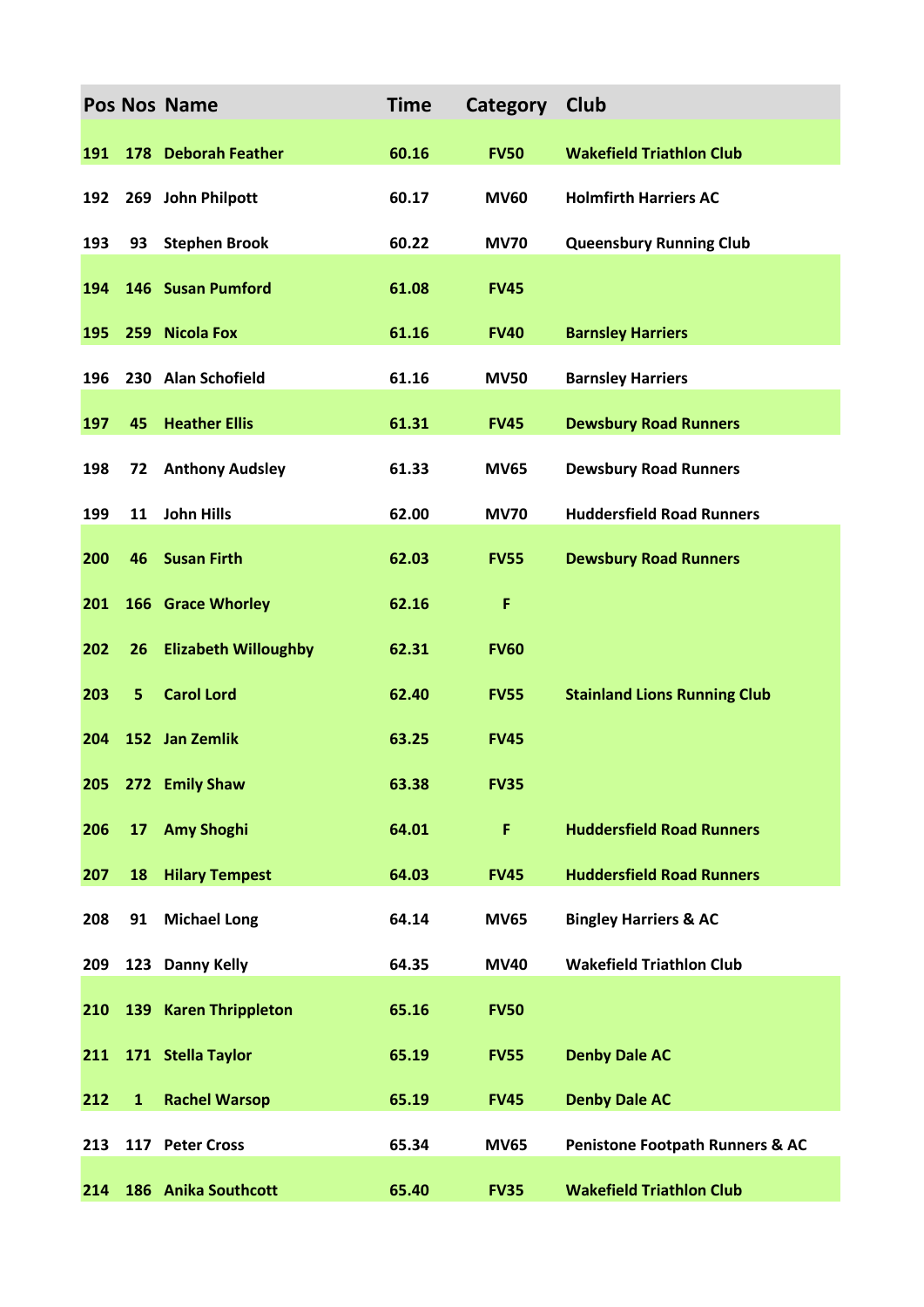| Pos | Nos | Name | Time | Category | Club |
|---|---|---|---|---|---|
| 191 | 178 | Deborah Feather | 60.16 | FV50 | Wakefield Triathlon Club |
| 192 | 269 | John Philpott | 60.17 | MV60 | Holmfirth Harriers AC |
| 193 | 93 | Stephen Brook | 60.22 | MV70 | Queensbury Running Club |
| 194 | 146 | Susan Pumford | 61.08 | FV45 | |
| 195 | 259 | Nicola Fox | 61.16 | FV40 | Barnsley Harriers |
| 196 | 230 | Alan Schofield | 61.16 | MV50 | Barnsley Harriers |
| 197 | 45 | Heather Ellis | 61.31 | FV45 | Dewsbury Road Runners |
| 198 | 72 | Anthony Audsley | 61.33 | MV65 | Dewsbury Road Runners |
| 199 | 11 | John Hills | 62.00 | MV70 | Huddersfield Road Runners |
| 200 | 46 | Susan Firth | 62.03 | FV55 | Dewsbury Road Runners |
| 201 | 166 | Grace Whorley | 62.16 | F | |
| 202 | 26 | Elizabeth Willoughby | 62.31 | FV60 | |
| 203 | 5 | Carol Lord | 62.40 | FV55 | Stainland Lions Running Club |
| 204 | 152 | Jan Zemlik | 63.25 | FV45 | |
| 205 | 272 | Emily Shaw | 63.38 | FV35 | |
| 206 | 17 | Amy Shoghi | 64.01 | F | Huddersfield Road Runners |
| 207 | 18 | Hilary Tempest | 64.03 | FV45 | Huddersfield Road Runners |
| 208 | 91 | Michael Long | 64.14 | MV65 | Bingley Harriers & AC |
| 209 | 123 | Danny Kelly | 64.35 | MV40 | Wakefield Triathlon Club |
| 210 | 139 | Karen Thrippleton | 65.16 | FV50 | |
| 211 | 171 | Stella Taylor | 65.19 | FV55 | Denby Dale AC |
| 212 | 1 | Rachel Warsop | 65.19 | FV45 | Denby Dale AC |
| 213 | 117 | Peter Cross | 65.34 | MV65 | Penistone Footpath Runners & AC |
| 214 | 186 | Anika Southcott | 65.40 | FV35 | Wakefield Triathlon Club |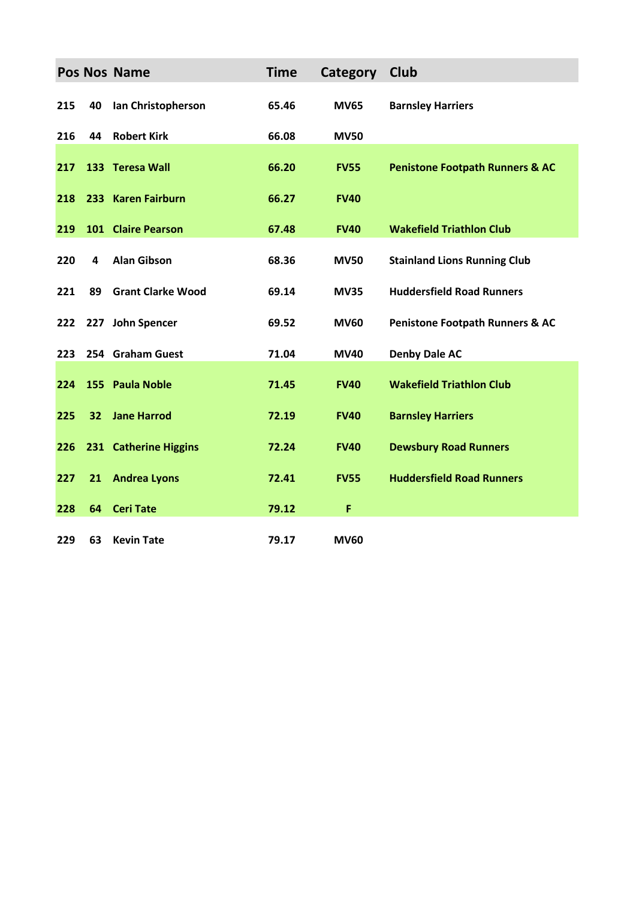| Pos | Nos | Name | Time | Category | Club |
|---|---|---|---|---|---|
| 215 | 40 | Ian Christopherson | 65.46 | MV65 | Barnsley Harriers |
| 216 | 44 | Robert Kirk | 66.08 | MV50 | |
| 217 | 133 | Teresa Wall | 66.20 | FV55 | Penistone Footpath Runners & AC |
| 218 | 233 | Karen Fairburn | 66.27 | FV40 | |
| 219 | 101 | Claire Pearson | 67.48 | FV40 | Wakefield Triathlon Club |
| 220 | 4 | Alan Gibson | 68.36 | MV50 | Stainland Lions Running Club |
| 221 | 89 | Grant Clarke Wood | 69.14 | MV35 | Huddersfield Road Runners |
| 222 | 227 | John Spencer | 69.52 | MV60 | Penistone Footpath Runners & AC |
| 223 | 254 | Graham Guest | 71.04 | MV40 | Denby Dale AC |
| 224 | 155 | Paula Noble | 71.45 | FV40 | Wakefield Triathlon Club |
| 225 | 32 | Jane Harrod | 72.19 | FV40 | Barnsley Harriers |
| 226 | 231 | Catherine Higgins | 72.24 | FV40 | Dewsbury Road Runners |
| 227 | 21 | Andrea Lyons | 72.41 | FV55 | Huddersfield Road Runners |
| 228 | 64 | Ceri Tate | 79.12 | F | |
| 229 | 63 | Kevin Tate | 79.17 | MV60 | |